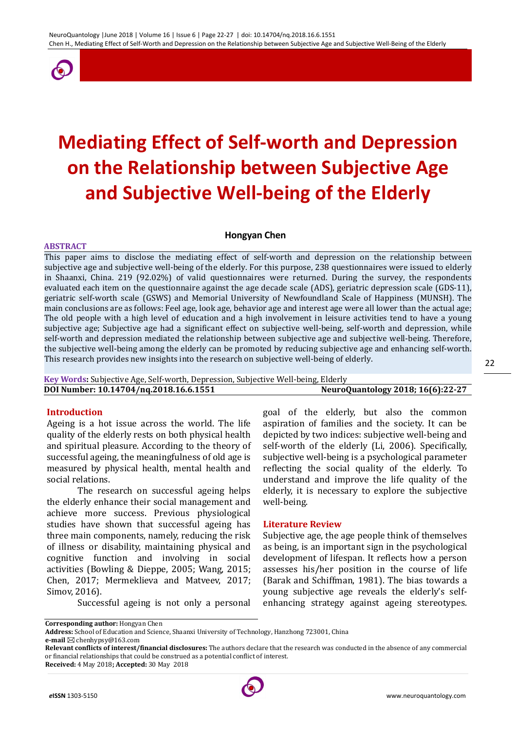# Mediating Effect of Self-worth and Depression on the Relationship between Subjective Age and Subjective Well-being of the Elderly

**Hongyan Chen**

## ABSTRACT

This paper aims to disclose the mediating effect of self-worth and depression on the relationship between subjective age and subjective well-being of the elderly. For this purpose, 238 questionnaires were issued to elderly in Shaanxi, China. 219 (92.02%) of valid questionnaires were returned. During the survey, the respondents evaluated each item on the questionnaire against the age decade scale (ADS), geriatric depression scale (GDS-11), geriatric self-worth scale (GSWS) and Memorial University of Newfoundland Scale of Happiness (MUNSH). The main conclusions are as follows: Feel age, look age, behavior age and interest age were all lower than the actual age; The old people with a high level of education and a high involvement in leisure activities tend to have a young subjective age; Subjective age had a significant effect on subjective well-being, self-worth and depression, while self-worth and depression mediated the relationship between subjective age and subjective well-being. Therefore, the subjective well-being among the elderly can be promoted by reducing subjective age and enhancing self-worth. This research provides new insights into the research on subjective well-being of elderly.

**Key Words:** Subjective Age, Self-worth, Depression, Subjective Well-being, Elderly

**DOI Number: 10.14704/nq.2018.16.6.1551** | **NeuroQuantology 2018; 16(6):22-27**

## Introduction

Ageing is a hot issue across the world. The life quality of the elderly rests on both physical health and spiritual pleasure. According to the theory of successful ageing, the meaningfulness of old age is measured by physical health, mental health and social relations.

The research on successful ageing helps the elderly enhance their social management and achieve more success. Previous physiological studies have shown that successful ageing has three main components, namely, reducing the risk of illness or disability, maintaining physical and cognitive function and involving in social activities (Bowling & Dieppe, 2005; Wang, 2015; Chen, 2017; Mermeklieva and Matveev, 2017; Simov, 2016).

Successful ageing is not only a personal goal of the elderly, but also the common aspiration of families and the society. It can be depicted by two indices: subjective well-being and self-worth of the elderly (Li, 2006). Specifically, subjective well-being is a psychological parameter reflecting the social quality of the elderly. To understand and improve the life quality of the elderly, it is necessary to explore the subjective well-being.

## Literature Review

Subjective age, the age people think of themselves as being, is an important sign in the psychological development of lifespan. It reflects how a person assesses his/her position in the course of life (Barak and Schiffman, 1981). The bias towards a young subjective age reveals the elderly's self-enhancing strategy against ageing stereotypes.

---

**Corresponding author:** Hongyan Chen

**Address:** School of Education and Science, Shaanxi University of Technology, Hanzhong 723001, China

**e-mail** ✉ chenhypsy@163.com

**Relevant conflicts of interest/financial disclosures:** The authors declare that the research was conducted in the absence of any commercial or financial relationships that could be construed as a potential conflict of interest.

**Received:** 4 May 2018**; Accepted:** 30 May 2018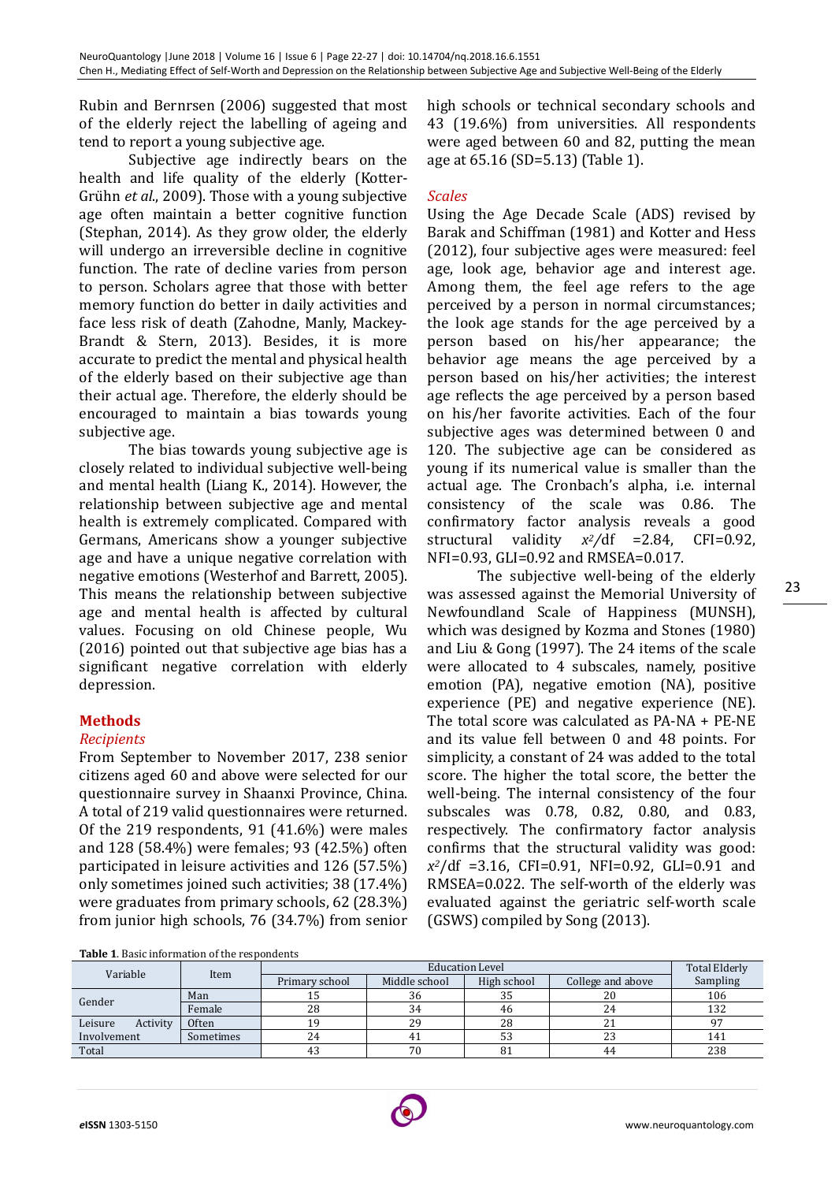Rubin and Bernrsen (2006) suggested that most of the elderly reject the labelling of ageing and tend to report a young subjective age.

Subjective age indirectly bears on the health and life quality of the elderly (Kotter-Grühn *et al*., 2009). Those with a young subjective age often maintain a better cognitive function (Stephan, 2014). As they grow older, the elderly will undergo an irreversible decline in cognitive function. The rate of decline varies from person to person. Scholars agree that those with better memory function do better in daily activities and face less risk of death (Zahodne, Manly, Mackey-Brandt & Stern, 2013). Besides, it is more accurate to predict the mental and physical health of the elderly based on their subjective age than their actual age. Therefore, the elderly should be encouraged to maintain a bias towards young subjective age.

The bias towards young subjective age is closely related to individual subjective well-being and mental health (Liang K., 2014). However, the relationship between subjective age and mental health is extremely complicated. Compared with Germans, Americans show a younger subjective age and have a unique negative correlation with negative emotions (Westerhof and Barrett, 2005). This means the relationship between subjective age and mental health is affected by cultural values. Focusing on old Chinese people, Wu (2016) pointed out that subjective age bias has a significant negative correlation with elderly depression.

## Methods

### *Recipients*

From September to November 2017, 238 senior citizens aged 60 and above were selected for our questionnaire survey in Shaanxi Province, China. A total of 219 valid questionnaires were returned. Of the 219 respondents, 91 (41.6%) were males and 128 (58.4%) were females; 93 (42.5%) often participated in leisure activities and 126 (57.5%) only sometimes joined such activities; 38 (17.4%) were graduates from primary schools, 62 (28.3%) from junior high schools, 76 (34.7%) from senior high schools or technical secondary schools and 43 (19.6%) from universities. All respondents were aged between 60 and 82, putting the mean age at 65.16 (SD=5.13) (Table 1).

### *Scales*

Using the Age Decade Scale (ADS) revised by Barak and Schiffman (1981) and Kotter and Hess (2012), four subjective ages were measured: feel age, look age, behavior age and interest age. Among them, the feel age refers to the age perceived by a person in normal circumstances; the look age stands for the age perceived by a person based on his/her appearance; the behavior age means the age perceived by a person based on his/her activities; the interest age reflects the age perceived by a person based on his/her favorite activities. Each of the four subjective ages was determined between 0 and 120. The subjective age can be considered as young if its numerical value is smaller than the actual age. The Cronbach's alpha, i.e. internal consistency of the scale was 0.86. The confirmatory factor analysis reveals a good structural validity $x^2$/df =2.84, CFI=0.92, NFI=0.93, GLI=0.92 and RMSEA=0.017.

The subjective well-being of the elderly was assessed against the Memorial University of Newfoundland Scale of Happiness (MUNSH), which was designed by Kozma and Stones (1980) and Liu & Gong (1997). The 24 items of the scale were allocated to 4 subscales, namely, positive emotion (PA), negative emotion (NA), positive experience (PE) and negative experience (NE). The total score was calculated as PA-NA + PE-NE and its value fell between 0 and 48 points. For simplicity, a constant of 24 was added to the total score. The higher the total score, the better the well-being. The internal consistency of the four subscales was 0.78, 0.82, 0.80, and 0.83, respectively. The confirmatory factor analysis confirms that the structural validity was good: $x^2$/df =3.16, CFI=0.91, NFI=0.92, GLI=0.91 and RMSEA=0.022. The self-worth of the elderly was evaluated against the geriatric self-worth scale (GSWS) compiled by Song (2013).

**Table 1**. Basic information of the respondents

| Variable | Item | Education Level | | | | Total Elderly Sampling |
|---|---|---|---|---|---|---|
| | | Primary school | Middle school | High school | College and above | |
| Gender | Man | 15 | 36 | 35 | 20 | 106 |
| | Female | 28 | 34 | 46 | 24 | 132 |
| Leisure Activity Involvement | Often | 19 | 29 | 28 | 21 | 97 |
| | Sometimes | 24 | 41 | 53 | 23 | 141 |
| Total | | 43 | 70 | 81 | 44 | 238 |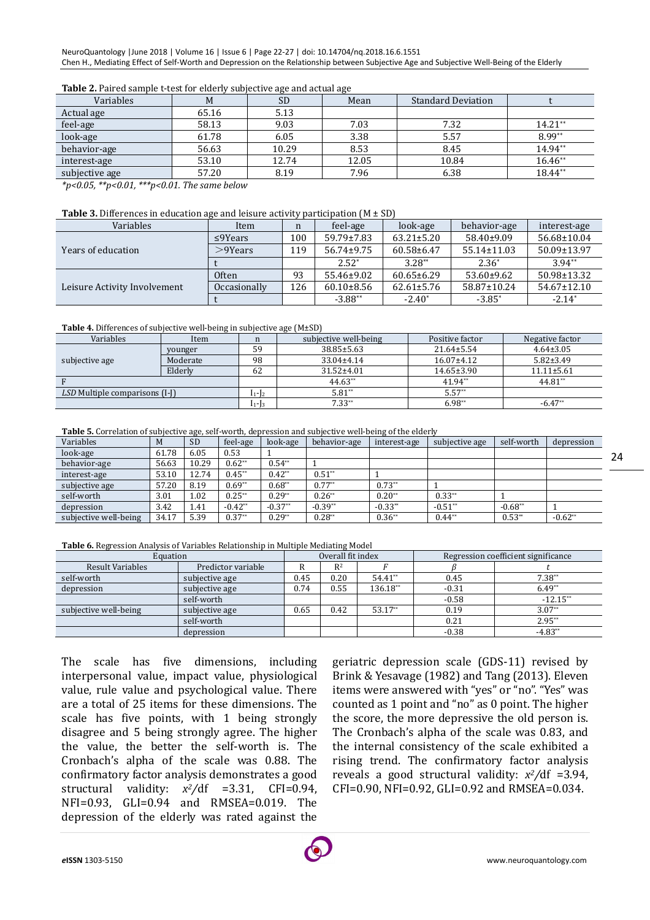**Table 2.** Paired sample t-test for elderly subjective age and actual age

| Variables | M | SD | Mean | Standard Deviation | t |
|---|---|---|---|---|---|
| Actual age | 65.16 | 5.13 | | | |
| feel-age | 58.13 | 9.03 | 7.03 | 7.32 | 14.21** |
| look-age | 61.78 | 6.05 | 3.38 | 5.57 | 8.99** |
| behavior-age | 56.63 | 10.29 | 8.53 | 8.45 | 14.94** |
| interest-age | 53.10 | 12.74 | 12.05 | 10.84 | 16.46** |
| subjective age | 57.20 | 8.19 | 7.96 | 6.38 | 18.44** |

*\*p<0.05, \*\*p<0.01, \*\*\*p<0.01. The same below*

**Table 3.** Differences in education age and leisure activity participation (M ± SD)

| Variables | Item | n | feel-age | look-age | behavior-age | interest-age |
|---|---|---|---|---|---|---|
| Years of education | ≤9Years | 100 | 59.79±7.83 | 63.21±5.20 | 58.40±9.09 | 56.68±10.04 |
| | >9Years | 119 | 56.74±9.75 | 60.58±6.47 | 55.14±11.03 | 50.09±13.97 |
| | t | | 2.52* | 3.28** | 2.36* | 3.94** |
| Leisure Activity Involvement | Often | 93 | 55.46±9.02 | 60.65±6.29 | 53.60±9.62 | 50.98±13.32 |
| | Occasionally | 126 | 60.10±8.56 | 62.61±5.76 | 58.87±10.24 | 54.67±12.10 |
| | t | | -3.88** | -2.40* | -3.85* | -2.14* |

**Table 4.** Differences of subjective well-being in subjective age (M±SD)

| Variables | Item | n | subjective well-being | Positive factor | Negative factor |
|---|---|---|---|---|---|
| subjective age | younger | 59 | 38.85±5.63 | 21.64±5.54 | 4.64±3.05 |
| | Moderate | 98 | 33.04±4.14 | 16.07±4.12 | 5.82±3.49 |
| | Elderly | 62 | 31.52±4.01 | 14.65±3.90 | 11.11±5.61 |
| F | | | 44.63** | 41.94** | 44.81** |
| *LSD* Multiple comparisons (I-J) | | $I_1$-$J_2$ | 5.81** | 5.57** | |
| | | $I_1$-$J_3$ | 7.33** | 6.98** | -6.47** |

**Table 5.** Correlation of subjective age, self-worth, depression and subjective well-being of the elderly

| Variables | M | SD | feel-age | look-age | behavior-age | interest-age | subjective age | self-worth | depression |
|---|---|---|---|---|---|---|---|---|---|
| look-age | 61.78 | 6.05 | 0.53 | 1 | | | | | |
| behavior-age | 56.63 | 10.29 | 0.62** | 0.54** | 1 | | | | |
| interest-age | 53.10 | 12.74 | 0.45** | 0.42** | 0.51** | 1 | | | |
| subjective age | 57.20 | 8.19 | 0.69** | 0.68** | 0.77** | 0.73** | 1 | | |
| self-worth | 3.01 | 1.02 | 0.25** | 0.29** | 0.26** | 0.20** | 0.33** | 1 | |
| depression | 3.42 | 1.41 | -0.42** | -0.37** | -0.39** | -0.33** | -0.51** | -0.68** | 1 |
| subjective well-being | 34.17 | 5.39 | 0.37** | 0.29** | 0.28** | 0.36** | 0.44** | 0.53** | -0.62** |

**Table 6.** Regression Analysis of Variables Relationship in Multiple Mediating Model

| Equation | | Overall fit index | | | Regression coefficient significance | |
|---|---|---|---|---|---|---|
| Result Variables | Predictor variable | R | $R^2$ | *F* | *β* | *t* |
| self-worth | subjective age | 0.45 | 0.20 | 54.41** | 0.45 | 7.38** |
| depression | subjective age | 0.74 | 0.55 | 136.18** | -0.31 | 6.49** |
| | self-worth | | | | -0.58 | -12.15** |
| subjective well-being | subjective age | 0.65 | 0.42 | 53.17** | 0.19 | 3.07** |
| | self-worth | | | | 0.21 | 2.95** |
| | depression | | | | -0.38 | -4.83** |

The scale has five dimensions, including interpersonal value, impact value, physiological value, rule value and psychological value. There are a total of 25 items for these dimensions. The scale has five points, with 1 being strongly disagree and 5 being strongly agree. The higher the value, the better the self-worth is. The Cronbach's alpha of the scale was 0.88. The confirmatory factor analysis demonstrates a good structural validity: $x^2$/df =3.31, CFI=0.94, NFI=0.93, GLI=0.94 and RMSEA=0.019. The depression of the elderly was rated against the geriatric depression scale (GDS-11) revised by Brink & Yesavage (1982) and Tang (2013). Eleven items were answered with "yes" or "no". "Yes" was counted as 1 point and "no" as 0 point. The higher the score, the more depressive the old person is. The Cronbach's alpha of the scale was 0.83, and the internal consistency of the scale exhibited a rising trend. The confirmatory factor analysis reveals a good structural validity: $x^2$/df =3.94, CFI=0.90, NFI=0.92, GLI=0.92 and RMSEA=0.034.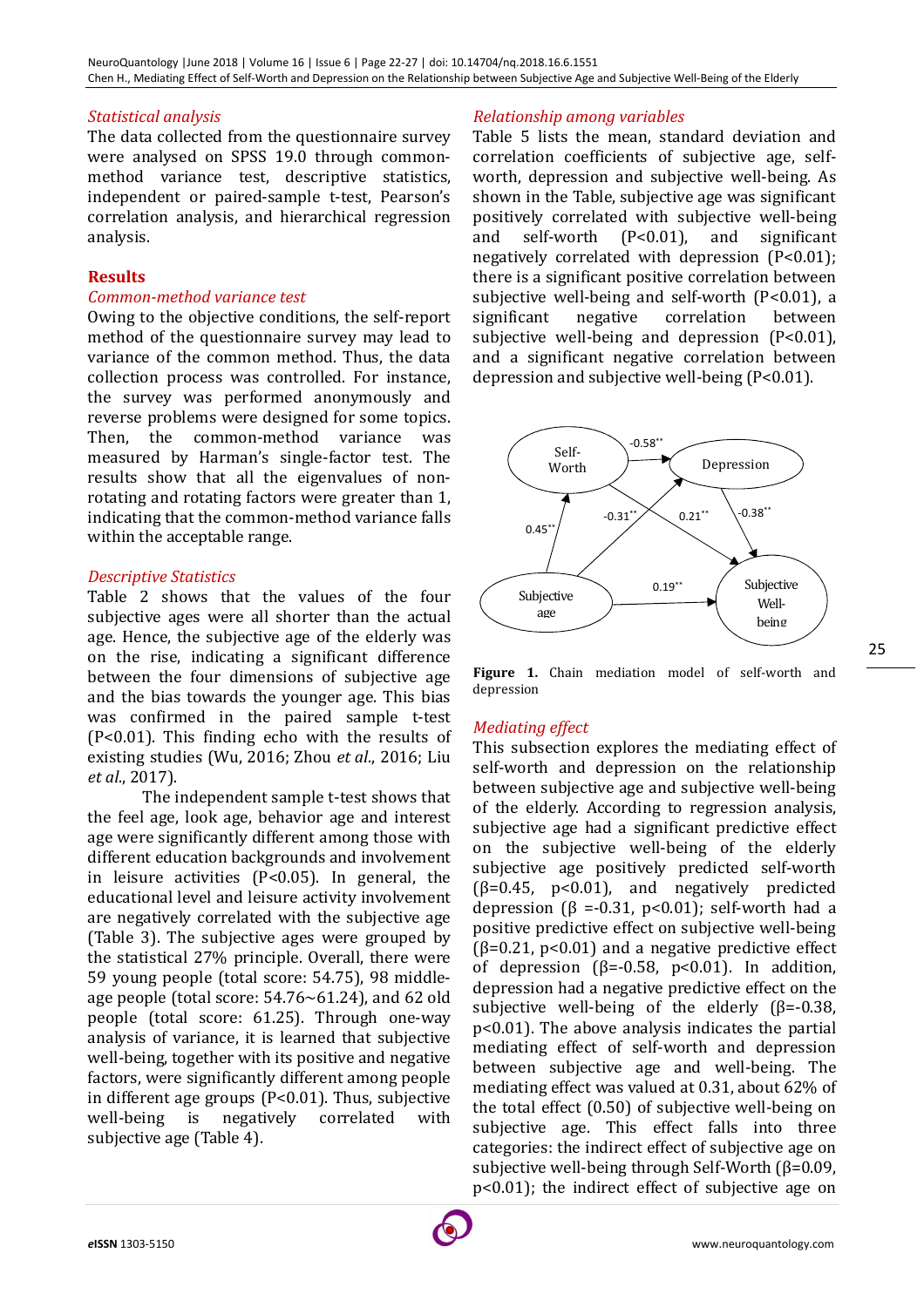### *Statistical analysis*

The data collected from the questionnaire survey were analysed on SPSS 19.0 through common-method variance test, descriptive statistics, independent or paired-sample t-test, Pearson's correlation analysis, and hierarchical regression analysis.

## Results

### *Common-method variance test*

Owing to the objective conditions, the self-report method of the questionnaire survey may lead to variance of the common method. Thus, the data collection process was controlled. For instance, the survey was performed anonymously and reverse problems were designed for some topics. Then, the common-method variance was measured by Harman's single-factor test. The results show that all the eigenvalues of non-rotating and rotating factors were greater than 1, indicating that the common-method variance falls within the acceptable range.

### *Descriptive Statistics*

Table 2 shows that the values of the four subjective ages were all shorter than the actual age. Hence, the subjective age of the elderly was on the rise, indicating a significant difference between the four dimensions of subjective age and the bias towards the younger age. This bias was confirmed in the paired sample t-test ($P<0.01$). This finding echo with the results of existing studies (Wu, 2016; Zhou *et al*., 2016; Liu *et al*., 2017).

The independent sample t-test shows that the feel age, look age, behavior age and interest age were significantly different among those with different education backgrounds and involvement in leisure activities ($P<0.05$). In general, the educational level and leisure activity involvement are negatively correlated with the subjective age (Table 3). The subjective ages were grouped by the statistical 27% principle. Overall, there were 59 young people (total score: 54.75), 98 middle-age people (total score: 54.76~61.24), and 62 old people (total score: 61.25). Through one-way analysis of variance, it is learned that subjective well-being, together with its positive and negative factors, were significantly different among people in different age groups ($P<0.01$). Thus, subjective well-being is negatively correlated with subjective age (Table 4).

### *Relationship among variables*

Table 5 lists the mean, standard deviation and correlation coefficients of subjective age, self-worth, depression and subjective well-being. As shown in the Table, subjective age was significant positively correlated with subjective well-being and self-worth ($P<0.01$), and significant negatively correlated with depression ($P<0.01$); there is a significant positive correlation between subjective well-being and self-worth ($P<0.01$), a significant negative correlation between subjective well-being and depression ($P<0.01$), and a significant negative correlation between depression and subjective well-being ($P<0.01$).

Self-Worth
Depression
Subjective age
Subjective Well-being
-0.58**
0.45**
-0.31**
0.21**
-0.38**
0.19**

**Figure 1.** Chain mediation model of self-worth and depression

### *Mediating effect*

This subsection explores the mediating effect of self-worth and depression on the relationship between subjective age and subjective well-being of the elderly. According to regression analysis, subjective age had a significant predictive effect on the subjective well-being of the elderly subjective age positively predicted self-worth ($\beta=0.45$, $p<0.01$), and negatively predicted depression ($\beta=-0.31$, $p<0.01$); self-worth had a positive predictive effect on subjective well-being ($\beta=0.21$, $p<0.01$) and a negative predictive effect of depression ($\beta=-0.58$, $p<0.01$). In addition, depression had a negative predictive effect on the subjective well-being of the elderly ($\beta=-0.38$, $p<0.01$). The above analysis indicates the partial mediating effect of self-worth and depression between subjective age and well-being. The mediating effect was valued at 0.31, about 62% of the total effect (0.50) of subjective well-being on subjective age. This effect falls into three categories: the indirect effect of subjective age on subjective well-being through Self-Worth ($\beta=0.09$, $p<0.01$); the indirect effect of subjective age on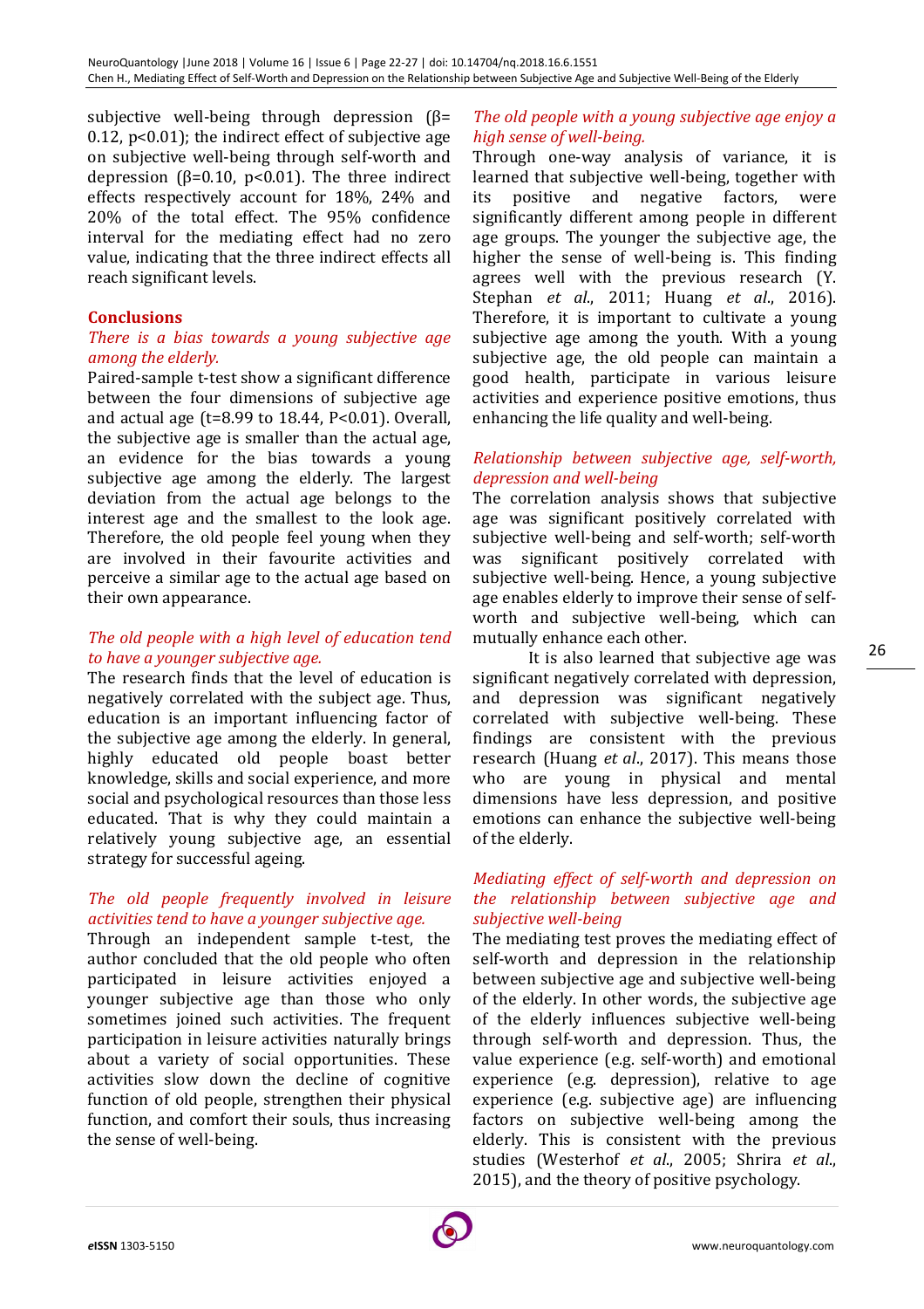subjective well-being through depression ($\beta$= 0.12, $p<0.01$); the indirect effect of subjective age on subjective well-being through self-worth and depression ($\beta$=0.10, $p<0.01$). The three indirect effects respectively account for 18%, 24% and 20% of the total effect. The 95% confidence interval for the mediating effect had no zero value, indicating that the three indirect effects all reach significant levels.

## Conclusions

### *There is a bias towards a young subjective age among the elderly.*

Paired-sample t-test show a significant difference between the four dimensions of subjective age and actual age ($t$=8.99 to 18.44, $P<0.01$). Overall, the subjective age is smaller than the actual age, an evidence for the bias towards a young subjective age among the elderly. The largest deviation from the actual age belongs to the interest age and the smallest to the look age. Therefore, the old people feel young when they are involved in their favourite activities and perceive a similar age to the actual age based on their own appearance.

### *The old people with a high level of education tend to have a younger subjective age.*

The research finds that the level of education is negatively correlated with the subject age. Thus, education is an important influencing factor of the subjective age among the elderly. In general, highly educated old people boast better knowledge, skills and social experience, and more social and psychological resources than those less educated. That is why they could maintain a relatively young subjective age, an essential strategy for successful ageing.

### *The old people frequently involved in leisure activities tend to have a younger subjective age.*

Through an independent sample t-test, the author concluded that the old people who often participated in leisure activities enjoyed a younger subjective age than those who only sometimes joined such activities. The frequent participation in leisure activities naturally brings about a variety of social opportunities. These activities slow down the decline of cognitive function of old people, strengthen their physical function, and comfort their souls, thus increasing the sense of well-being.

### *The old people with a young subjective age enjoy a high sense of well-being.*

Through one-way analysis of variance, it is learned that subjective well-being, together with its positive and negative factors, were significantly different among people in different age groups. The younger the subjective age, the higher the sense of well-being is. This finding agrees well with the previous research (Y. Stephan *et al*., 2011; Huang *et al*., 2016). Therefore, it is important to cultivate a young subjective age among the youth. With a young subjective age, the old people can maintain a good health, participate in various leisure activities and experience positive emotions, thus enhancing the life quality and well-being.

### *Relationship between subjective age, self-worth, depression and well-being*

The correlation analysis shows that subjective age was significant positively correlated with subjective well-being and self-worth; self-worth was significant positively correlated with subjective well-being. Hence, a young subjective age enables elderly to improve their sense of self-worth and subjective well-being, which can mutually enhance each other.

It is also learned that subjective age was significant negatively correlated with depression, and depression was significant negatively correlated with subjective well-being. These findings are consistent with the previous research (Huang *et al*., 2017). This means those who are young in physical and mental dimensions have less depression, and positive emotions can enhance the subjective well-being of the elderly.

### *Mediating effect of self-worth and depression on the relationship between subjective age and subjective well-being*

The mediating test proves the mediating effect of self-worth and depression in the relationship between subjective age and subjective well-being of the elderly. In other words, the subjective age of the elderly influences subjective well-being through self-worth and depression. Thus, the value experience (e.g. self-worth) and emotional experience (e.g. depression), relative to age experience (e.g. subjective age) are influencing factors on subjective well-being among the elderly. This is consistent with the previous studies (Westerhof *et al*., 2005; Shrira *et al*., 2015), and the theory of positive psychology.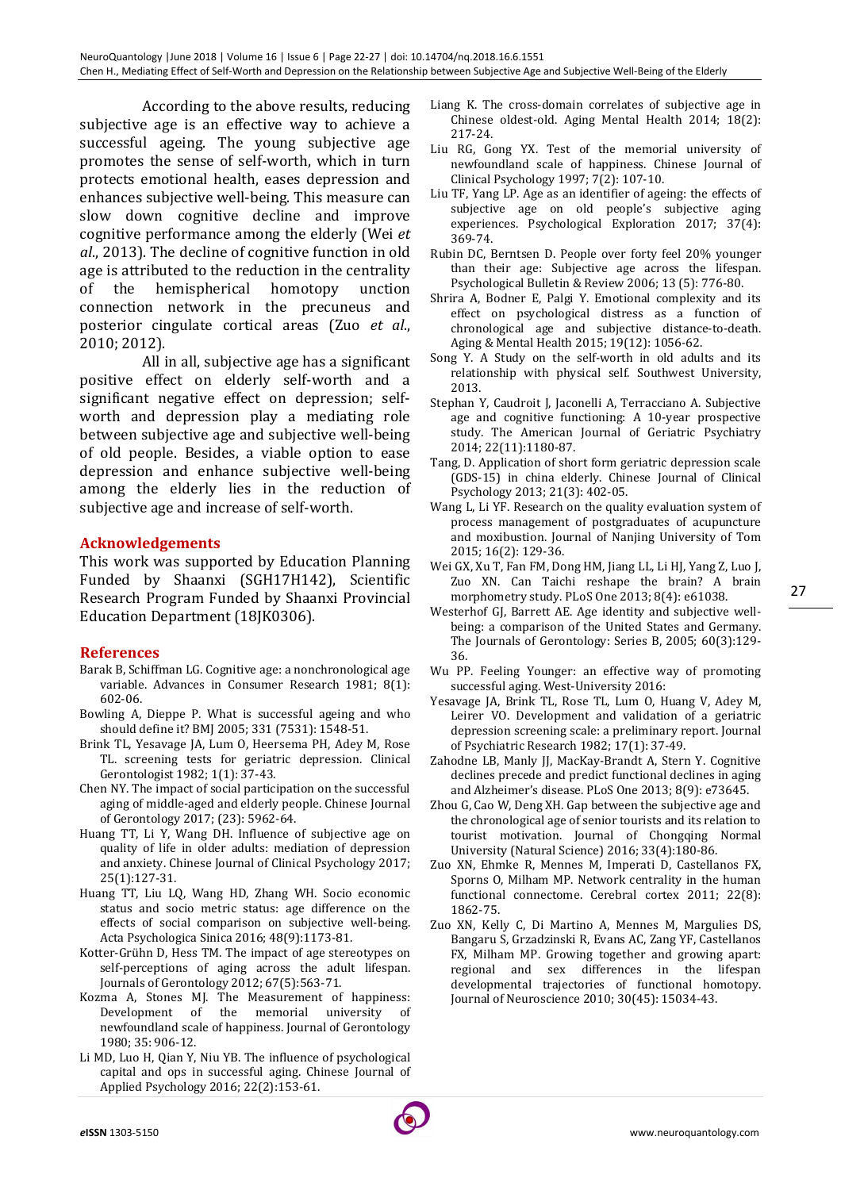According to the above results, reducing subjective age is an effective way to achieve a successful ageing. The young subjective age promotes the sense of self-worth, which in turn protects emotional health, eases depression and enhances subjective well-being. This measure can slow down cognitive decline and improve cognitive performance among the elderly (Wei *et al*., 2013). The decline of cognitive function in old age is attributed to the reduction in the centrality of the hemispherical homotopy unction connection network in the precuneus and posterior cingulate cortical areas (Zuo *et al*., 2010; 2012).

All in all, subjective age has a significant positive effect on elderly self-worth and a significant negative effect on depression; self-worth and depression play a mediating role between subjective age and subjective well-being of old people. Besides, a viable option to ease depression and enhance subjective well-being among the elderly lies in the reduction of subjective age and increase of self-worth.

## Acknowledgements

This work was supported by Education Planning Funded by Shaanxi (SGH17H142), Scientific Research Program Funded by Shaanxi Provincial Education Department (18JK0306).

## References

Barak B, Schiffman LG. Cognitive age: a nonchronological age variable. Advances in Consumer Research 1981; 8(1): 602-06.

Bowling A, Dieppe P. What is successful ageing and who should define it? BMJ 2005; 331 (7531): 1548-51.

Brink TL, Yesavage JA, Lum O, Heersema PH, Adey M, Rose TL. screening tests for geriatric depression. Clinical Gerontologist 1982; 1(1): 37-43.

Chen NY. The impact of social participation on the successful aging of middle-aged and elderly people. Chinese Journal of Gerontology 2017; (23): 5962-64.

Huang TT, Li Y, Wang DH. Influence of subjective age on quality of life in older adults: mediation of depression and anxiety. Chinese Journal of Clinical Psychology 2017; 25(1):127-31.

Huang TT, Liu LQ, Wang HD, Zhang WH. Socio economic status and socio metric status: age difference on the effects of social comparison on subjective well-being. Acta Psychologica Sinica 2016; 48(9):1173-81.

Kotter-Grühn D, Hess TM. The impact of age stereotypes on self-perceptions of aging across the adult lifespan. Journals of Gerontology 2012; 67(5):563-71.

Kozma A, Stones MJ. The Measurement of happiness: Development of the memorial university of newfoundland scale of happiness. Journal of Gerontology 1980; 35: 906-12.

Li MD, Luo H, Qian Y, Niu YB. The influence of psychological capital and ops in successful aging. Chinese Journal of Applied Psychology 2016; 22(2):153-61.

Liang K. The cross-domain correlates of subjective age in Chinese oldest-old. Aging Mental Health 2014; 18(2): 217-24.

Liu RG, Gong YX. Test of the memorial university of newfoundland scale of happiness. Chinese Journal of Clinical Psychology 1997; 7(2): 107-10.

Liu TF, Yang LP. Age as an identifier of ageing: the effects of subjective age on old people's subjective aging experiences. Psychological Exploration 2017; 37(4): 369-74.

Rubin DC, Berntsen D. People over forty feel 20% younger than their age: Subjective age across the lifespan. Psychological Bulletin & Review 2006; 13 (5): 776-80.

Shrira A, Bodner E, Palgi Y. Emotional complexity and its effect on psychological distress as a function of chronological age and subjective distance-to-death. Aging & Mental Health 2015; 19(12): 1056-62.

Song Y. A Study on the self-worth in old adults and its relationship with physical self. Southwest University, 2013.

Stephan Y, Caudroit J, Jaconelli A, Terracciano A. Subjective age and cognitive functioning: A 10-year prospective study. The American Journal of Geriatric Psychiatry 2014; 22(11):1180-87.

Tang, D. Application of short form geriatric depression scale (GDS-15) in china elderly. Chinese Journal of Clinical Psychology 2013; 21(3): 402-05.

Wang L, Li YF. Research on the quality evaluation system of process management of postgraduates of acupuncture and moxibustion. Journal of Nanjing University of Tom 2015; 16(2): 129-36.

Wei GX, Xu T, Fan FM, Dong HM, Jiang LL, Li HJ, Yang Z, Luo J, Zuo XN. Can Taichi reshape the brain? A brain morphometry study. PLoS One 2013; 8(4): e61038.

Westerhof GJ, Barrett AE. Age identity and subjective well-being: a comparison of the United States and Germany. The Journals of Gerontology: Series B, 2005; 60(3):129-36.

Wu PP. Feeling Younger: an effective way of promoting successful aging. West-University 2016:

Yesavage JA, Brink TL, Rose TL, Lum O, Huang V, Adey M, Leirer VO. Development and validation of a geriatric depression screening scale: a preliminary report. Journal of Psychiatric Research 1982; 17(1): 37-49.

Zahodne LB, Manly JJ, MacKay-Brandt A, Stern Y. Cognitive declines precede and predict functional declines in aging and Alzheimer's disease. PLoS One 2013; 8(9): e73645.

Zhou G, Cao W, Deng XH. Gap between the subjective age and the chronological age of senior tourists and its relation to tourist motivation. Journal of Chongqing Normal University (Natural Science) 2016; 33(4):180-86.

Zuo XN, Ehmke R, Mennes M, Imperati D, Castellanos FX, Sporns O, Milham MP. Network centrality in the human functional connectome. Cerebral cortex 2011; 22(8): 1862-75.

Zuo XN, Kelly C, Di Martino A, Mennes M, Margulies DS, Bangaru S, Grzadzinski R, Evans AC, Zang YF, Castellanos FX, Milham MP. Growing together and growing apart: regional and sex differences in the lifespan developmental trajectories of functional homotopy. Journal of Neuroscience 2010; 30(45): 15034-43.